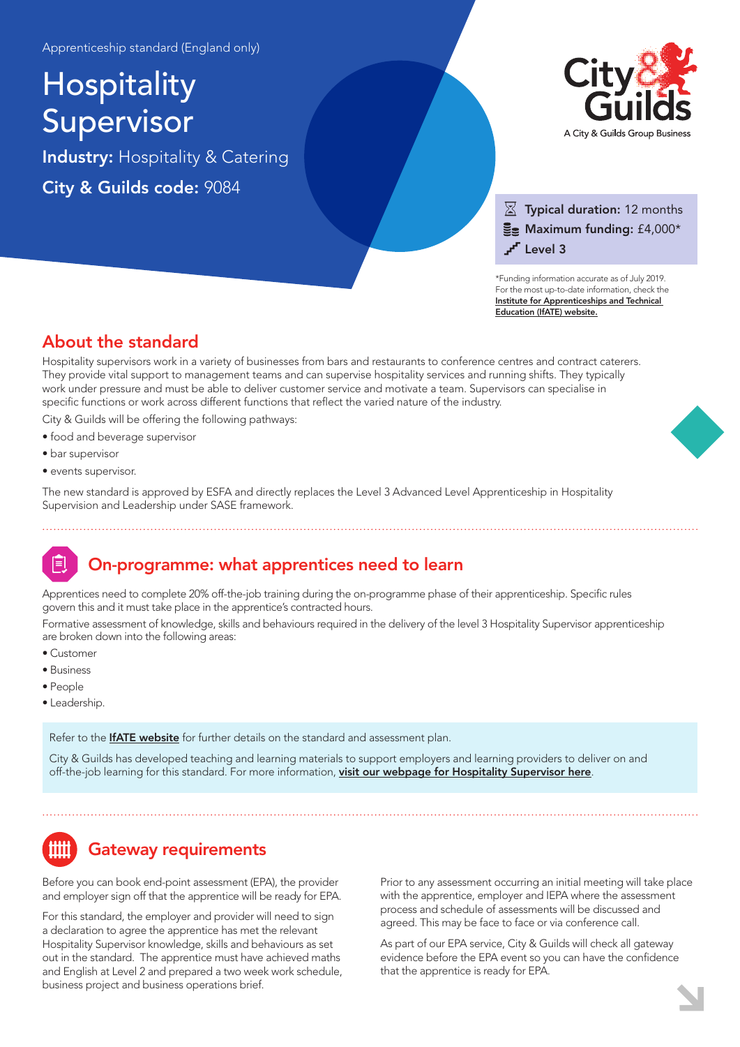Apprenticeship standard (England only)

# Hospitality Supervisor

**Industry:** Hospitality & Catering

**City & Guilds code:** 9084

City & Guilds

A City & Guilds Group Business

**Typical duration:** 12 months

**Maximum funding:** £4,000*

**Level 3**

*Funding information accurate as of July 2019. For the most up-to-date information, check the **Institute for Apprenticeships and Technical Education (IfATE) website.**

## About the standard

Hospitality supervisors work in a variety of businesses from bars and restaurants to conference centres and contract caterers. They provide vital support to management teams and can supervise hospitality services and running shifts. They typically work under pressure and must be able to deliver customer service and motivate a team. Supervisors can specialise in specific functions or work across different functions that reflect the varied nature of the industry.

City & Guilds will be offering the following pathways:

- food and beverage supervisor
- bar supervisor
- events supervisor.

The new standard is approved by ESFA and directly replaces the Level 3 Advanced Level Apprenticeship in Hospitality Supervision and Leadership under SASE framework.

## On-programme: what apprentices need to learn

Apprentices need to complete 20% off-the-job training during the on-programme phase of their apprenticeship. Specific rules govern this and it must take place in the apprentice's contracted hours.

Formative assessment of knowledge, skills and behaviours required in the delivery of the level 3 Hospitality Supervisor apprenticeship are broken down into the following areas:

- Customer
- Business
- People
- Leadership.

Refer to the **IfATE website** for further details on the standard and assessment plan.

City & Guilds has developed teaching and learning materials to support employers and learning providers to deliver on and off-the-job learning for this standard. For more information, **visit our webpage for Hospitality Supervisor here**.

## Gateway requirements

Before you can book end-point assessment (EPA), the provider and employer sign off that the apprentice will be ready for EPA.

For this standard, the employer and provider will need to sign a declaration to agree the apprentice has met the relevant Hospitality Supervisor knowledge, skills and behaviours as set out in the standard. The apprentice must have achieved maths and English at Level 2 and prepared a two week work schedule, business project and business operations brief.

Prior to any assessment occurring an initial meeting will take place with the apprentice, employer and IEPA where the assessment process and schedule of assessments will be discussed and agreed. This may be face to face or via conference call.

As part of our EPA service, City & Guilds will check all gateway evidence before the EPA event so you can have the confidence that the apprentice is ready for EPA.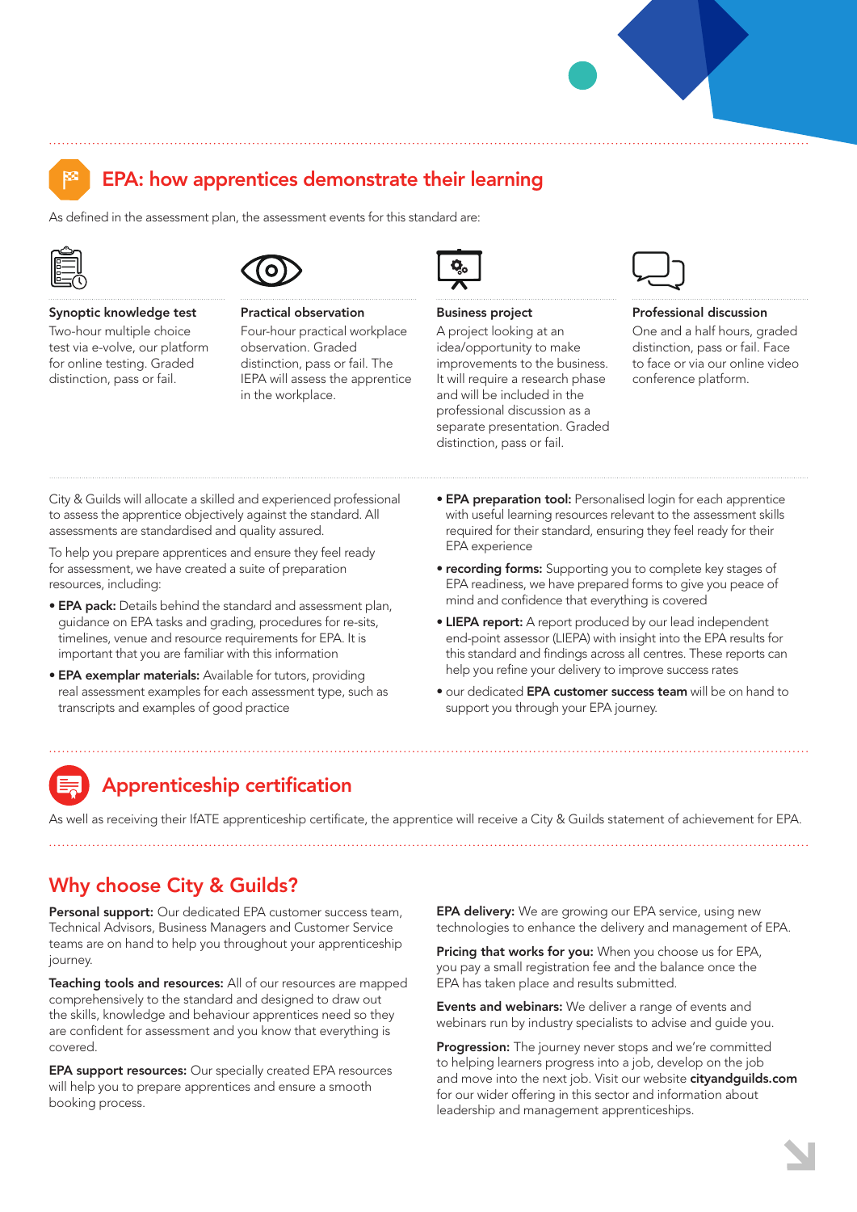## EPA: how apprentices demonstrate their learning

As defined in the assessment plan, the assessment events for this standard are:

**Synoptic knowledge test**
Two-hour multiple choice test via e-volve, our platform for online testing. Graded distinction, pass or fail.

**Practical observation**
Four-hour practical workplace observation. Graded distinction, pass or fail. The IEPA will assess the apprentice in the workplace.

**Business project**
A project looking at an idea/opportunity to make improvements to the business. It will require a research phase and will be included in the professional discussion as a separate presentation. Graded distinction, pass or fail.

**Professional discussion**
One and a half hours, graded distinction, pass or fail. Face to face or via our online video conference platform.

City & Guilds will allocate a skilled and experienced professional to assess the apprentice objectively against the standard. All assessments are standardised and quality assured.

To help you prepare apprentices and ensure they feel ready for assessment, we have created a suite of preparation resources, including:

- **EPA pack:** Details behind the standard and assessment plan, guidance on EPA tasks and grading, procedures for re-sits, timelines, venue and resource requirements for EPA. It is important that you are familiar with this information
- **EPA exemplar materials:** Available for tutors, providing real assessment examples for each assessment type, such as transcripts and examples of good practice
- **EPA preparation tool:** Personalised login for each apprentice with useful learning resources relevant to the assessment skills required for their standard, ensuring they feel ready for their EPA experience
- **recording forms:** Supporting you to complete key stages of EPA readiness, we have prepared forms to give you peace of mind and confidence that everything is covered
- **LIEPA report:** A report produced by our lead independent end-point assessor (LIEPA) with insight into the EPA results for this standard and findings across all centres. These reports can help you refine your delivery to improve success rates
- our dedicated **EPA customer success team** will be on hand to support you through your EPA journey.

## Apprenticeship certification

As well as receiving their IfATE apprenticeship certificate, the apprentice will receive a City & Guilds statement of achievement for EPA.

## Why choose City & Guilds?

**Personal support:** Our dedicated EPA customer success team, Technical Advisors, Business Managers and Customer Service teams are on hand to help you throughout your apprenticeship journey.

**Teaching tools and resources:** All of our resources are mapped comprehensively to the standard and designed to draw out the skills, knowledge and behaviour apprentices need so they are confident for assessment and you know that everything is covered.

**EPA support resources:** Our specially created EPA resources will help you to prepare apprentices and ensure a smooth booking process.

**EPA delivery:** We are growing our EPA service, using new technologies to enhance the delivery and management of EPA.

**Pricing that works for you:** When you choose us for EPA, you pay a small registration fee and the balance once the EPA has taken place and results submitted.

**Events and webinars:** We deliver a range of events and webinars run by industry specialists to advise and guide you.

**Progression:** The journey never stops and we're committed to helping learners progress into a job, develop on the job and move into the next job. Visit our website **cityandguilds.com** for our wider offering in this sector and information about leadership and management apprenticeships.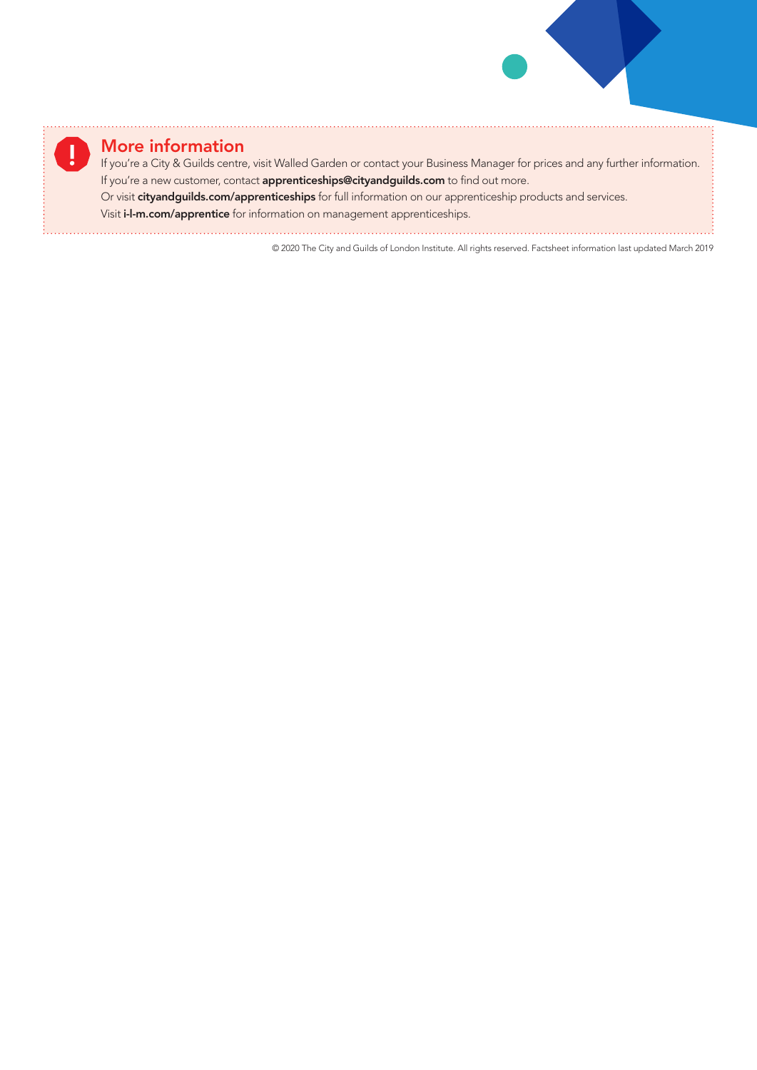## More information

If you're a City & Guilds centre, visit Walled Garden or contact your Business Manager for prices and any further information.

If you're a new customer, contact **apprenticeships@cityandguilds.com** to find out more.

Or visit **cityandguilds.com/apprenticeships** for full information on our apprenticeship products and services.

Visit **i-l-m.com/apprentice** for information on management apprenticeships.

© 2020 The City and Guilds of London Institute. All rights reserved. Factsheet information last updated March 2019